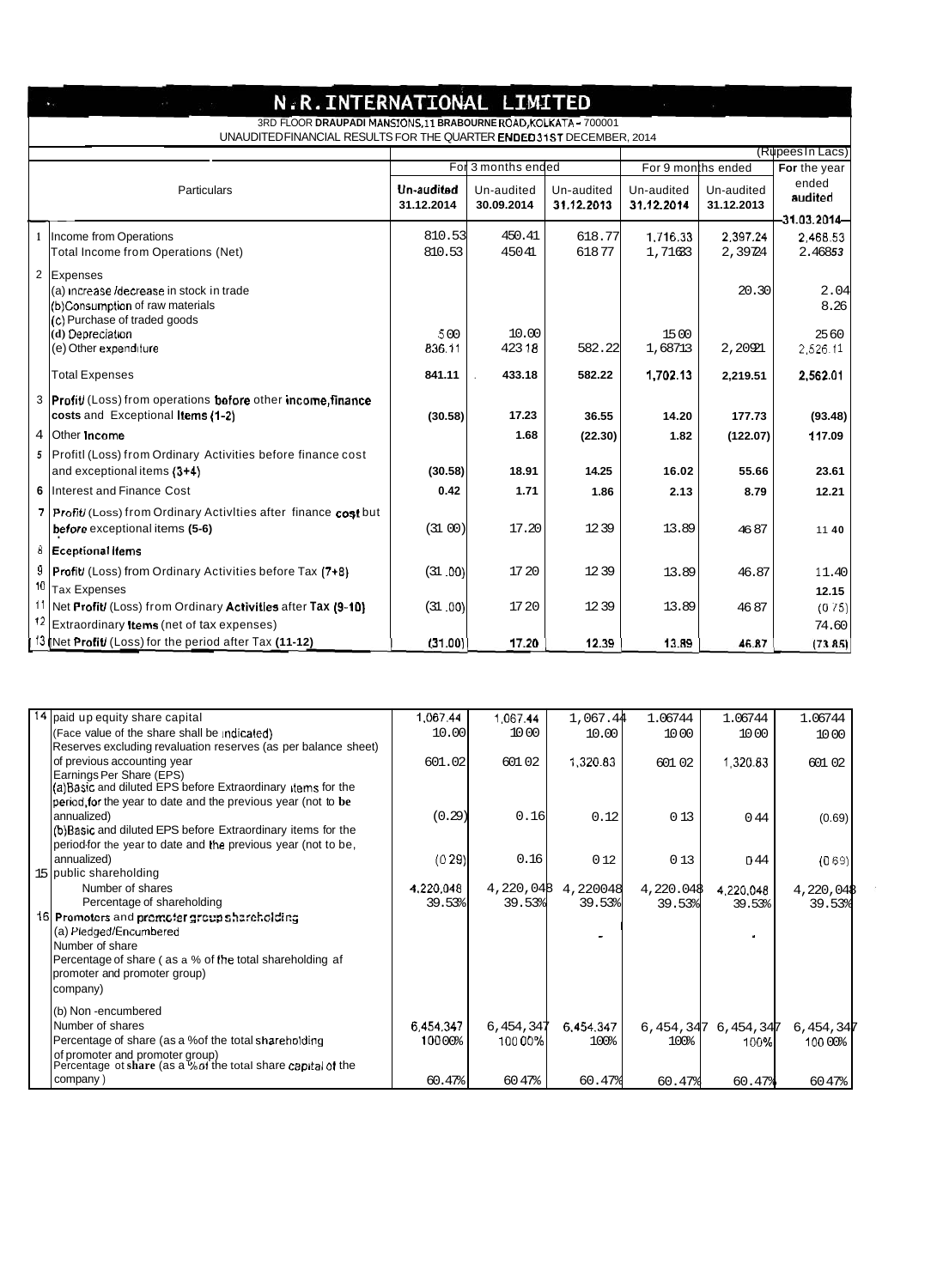# N.R. INTERNATIONAL LIMITED

3RD FLOOR DRAUPADI MANSIONS,11 BRABOURNE ROAD,KOLKATA - 700001

UNAUDITED FINANCIAL RESULTS FOR THE QUARTER ENDED 31ST DECEMBER, 2014

(Rupees In Lacs)

| | Particulars | For 3 months ended | | | For 9 months ended | | For the year ended audited |
|---|---|---|---|---|---|---|---|
| | | Un-audited 31.12.2014 | Un-audited 30.09.2014 | Un-audited 31.12.2013 | Un-audited 31.12.2014 | Un-audited 31.12.2013 | 31.03.2014 |
| 1 | Income from Operations | 810.53 | 450.41 | 618.77 | 1,716.33 | 2,397.24 | 2,468.53 |
| | Total Income from Operations (Net) | 810.53 | 45041 | 61877 | 1,71633 | 2,39724 | 2.46853 |
| 2 | Expenses | | | | | | |
| | (a) increase /decrease in stock in trade | | | | | 20.30 | 2.04 |
| | (b)Consumption of raw materials | | | | | | 8.26 |
| | (c) Purchase of traded goods | | | | | | |
| | (d) Depreciation | 500 | 10.00 | | 1500 | | 2560 |
| | (e) Other expenditure | 836.11 | 42318 | 582.22 | 1,68713 | 2,20921 | 2,526.11 |
| | Total Expenses | 841.11 | 433.18 | 582.22 | 1,702.13 | 2,219.51 | 2,562.01 |
| 3 | Profit/ (Loss) from operations before other income,finance costs and Exceptional Items (1-2) | (30.58) | 17.23 | 36.55 | 14.20 | 177.73 | (93.48) |
| 4 | Other Income | | 1.68 | (22.30) | 1.82 | (122.07) | 117.09 |
| 5 | Profitl (Loss) from Ordinary Activities before finance cost and exceptional items (3+4) | (30.58) | 18.91 | 14.25 | 16.02 | 55.66 | 23.61 |
| 6 | Interest and Finance Cost | 0.42 | 1.71 | 1.86 | 2.13 | 8.79 | 12.21 |
| 7 | Profit/ (Loss) from Ordinary Activlties after finance cost but before exceptional items (5-6) | (31 00) | 17.20 | 1239 | 13.89 | 4687 | 11 40 |
| 8 | Eceptional Items | | | | | | |
| 9 | Profit/ (Loss) from Ordinary Activities before Tax (7+8) | (31 .00) | 1720 | 1239 | 13.89 | 46.87 | 11.40 |
| 10 | Tax Expenses | | | | | | 12.15 |
| 11 | Net Profit/ (Loss) from Ordinary Activities after Tax (9-10) | (31 .00) | 1720 | 1239 | 13.89 | 4687 | (0 75) |
| 12 | Extraordinary Items (net of tax expenses) | | | | | | 74.60 |
| 13 | Net Profit/ (Loss) for the period after Tax (11-12) | (31.00) | 17.20 | 12.39 | 13.89 | 46.87 | (73 85) |
| 14 | paid up equity share capital | 1,067.44 | 1,067.44 | 1,067.44 | 1.06744 | 1.06744 | 1.06744 |
| | (Face value of the share shall be indicated) | 10.00 | 1000 | 10.00 | 1000 | 1000 | 1000 |
| | Reserves excluding revaluation reserves (as per balance sheet) of previous accounting year | 601.02 | 601 02 | 1,320.83 | 601 02 | 1,320.83 | 601 02 |
| | Earnings Per Share (EPS) | | | | | | |
| | (a)Basic and diluted EPS before Extraordinary items for the period,for the year to date and the previous year (not to be annualized) | (0.29) | 0.16 | 0.12 | 013 | 044 | (0.69) |
| | (b)Basic and diluted EPS before Extraordinary items for the period for the year to date and the previous year (not to be, annualized) | (029) | 0.16 | 012 | 013 | 044 | (069) |
| 15 | public shareholding | | | | | | |
| | Number of shares | 4,220,048 | 4,220,048 | 4,220048 | 4,220.048 | 4,220,048 | 4,220,048 |
| | Percentage of shareholding | 39.53% | 39.53% | 39.53% | 39.53% | 39.53% | 39.53% |
| 16 | Promoters and promoter group shareholding | | | | | | |
| | (a) Pledged/Encumbered | | | | | | |
| | Number of share | | | - | | - | |
| | Percentage of share ( as a % of the total shareholding af promoter and promoter group) | | | | | | |
| | company) | | | | | | |
| | (b) Non -encumbered | | | | | | |
| | Number of shares | 6,454,347 | 6,454,347 | 6,454.347 | 6,454,347 | 6,454,347 | 6,454,347 |
| | Percentage of share (as a %of the total shareholding of promoter and promoter group) | 10000% | 10000% | 100% | 100% | 100% | 10000% |
| | Percentage ot share (as a % of the total share capital of the company ) | 60.47% | 6047% | 60.47% | 60.47% | 60.47% | 6047% |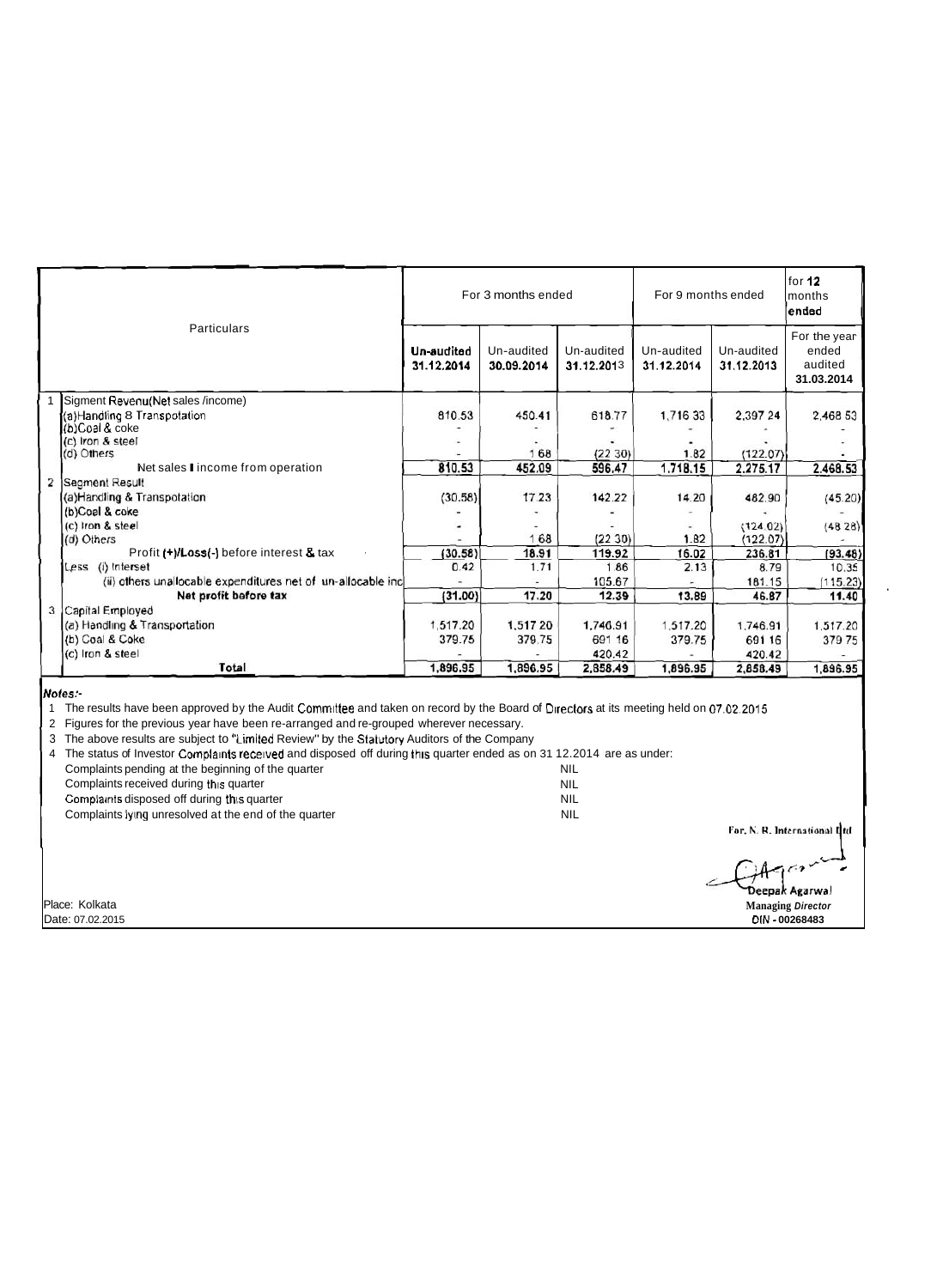| | Particulars | For 3 months ended | | | For 9 months ended | | for 12 months ended |
|---|---|---|---|---|---|---|---|
| | | Un-audited 31.12.2014 | Un-audited 30.09.2014 | Un-audited 31.12.2013 | Un-audited 31.12.2014 | Un-audited 31.12.2013 | For the year ended audited 31.03.2014 |
| 1 | Sigment Revenu(Net sales /income) | | | | | | |
| | (a)Handling 8 Transpotation | 810.53 | 450.41 | 618.77 | 1,716 33 | 2,397 24 | 2,468 53 |
| | (b)Coal & coke | - | - | - | - | - | - |
| | (c) Iron & steel | - | - | - | - | - | - |
| | (d) Others | - | 1 68 | (22 30) | 1.82 | (122.07) | - |
| | Net sales I income from operation | 810.53 | 452.09 | 596.47 | 1,718.15 | 2,275.17 | 2,468.53 |
| 2 | Segment Result | | | | | | |
| | (a)Handling & Transpotation | (30.58) | 17.23 | 142.22 | 14.20 | 482.90 | (45.20) |
| | (b)Coal & coke | - | - | - | - | - | - |
| | (c) Iron & steel | - | - | - | - | (124.02) | (48 28) |
| | (d) Others | - | 1 68 | (22 30) | 1.82 | (122.07) | - |
| | Profit (+)/Loss(-) before interest & tax | (30.58) | 18.91 | 119.92 | 16.02 | 236.81 | (93.48) |
| | Less (i) Interset | 0.42 | 1.71 | 1 86 | 2.13 | 8.79 | 10.35 |
| | (ii) others unallocable expenditures net of un-allocable inc | - | - | 105.67 | - | 181.15 | (115.23) |
| | Net profit before tax | (31.00) | 17.20 | 12.39 | 13.89 | 46.87 | 11.40 |
| 3 | Capital Employed | | | | | | |
| | (a) Handling & Transportation | 1,517.20 | 1,517 20 | 1,746.91 | 1,517.20 | 1,746.91 | 1,517.20 |
| | (b) Coal & Coke | 379.75 | 379.75 | 691 16 | 379.75 | 691 16 | 379 75 |
| | (c) Iron & steel | - | - | 420.42 | - | 420.42 | - |
| | Total | 1,896.95 | 1,896.95 | 2,858.49 | 1,896.95 | 2,858.49 | 1,896.95 |

***Notes:-***

1. The results have been approved by the Audit Committee and taken on record by the Board of Directors at its meeting held on 07.02.2015
2. Figures for the previous year have been re-arranged and re-grouped wherever necessary.
3. The above results are subject to "Limited Review" by the Statutory Auditors of the Company
4. The status of Investor Complaints received and disposed off during this quarter ended as on 31 12.2014 are as under:

| | |
|---|---|
| Complaints pending at the beginning of the quarter | NIL |
| Complaints received during this quarter | NIL |
| Complaints disposed off during this quarter | NIL |
| Complaints lying unresolved at the end of the quarter | NIL |

For, N. R. International Ltd

Deepak Agarwal
Managing Director
DIN - 00268483

Place: Kolkata
Date: 07.02.2015